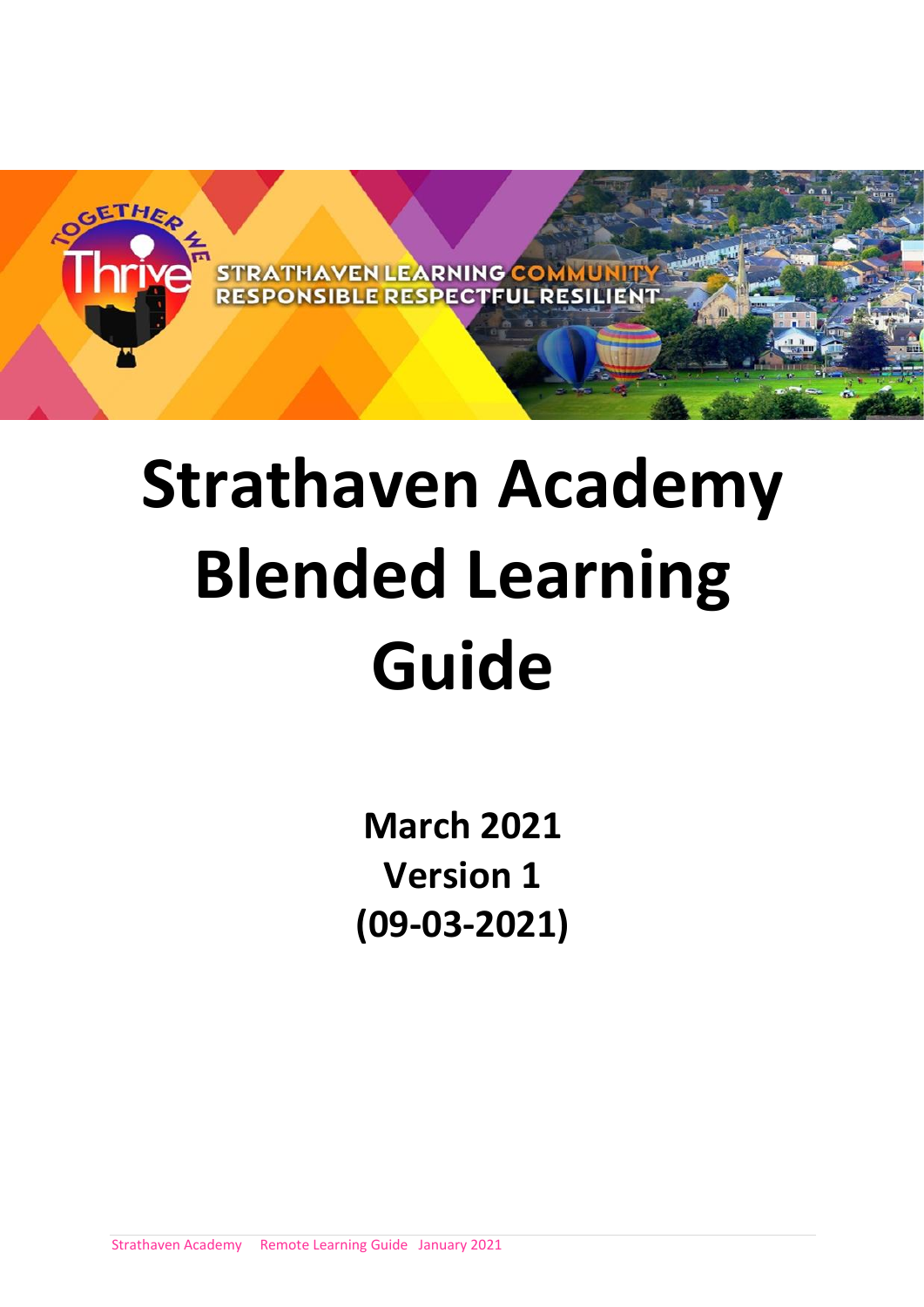# Strathaven Academy Blended Learning Guide

**March 2021**
**Version 1**
**(09-03-2021)**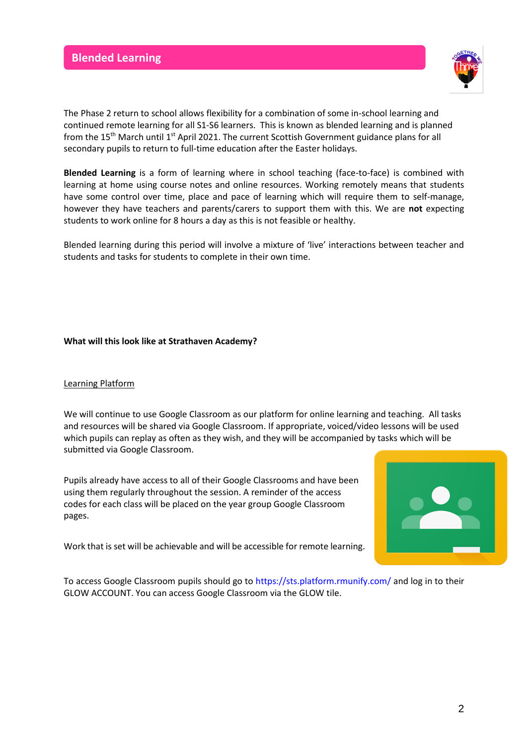## Blended Learning

The Phase 2 return to school allows flexibility for a combination of some in-school learning and continued remote learning for all S1-S6 learners. This is known as blended learning and is planned from the 15th March until 1st April 2021. The current Scottish Government guidance plans for all secondary pupils to return to full-time education after the Easter holidays.

**Blended Learning** is a form of learning where in school teaching (face-to-face) is combined with learning at home using course notes and online resources. Working remotely means that students have some control over time, place and pace of learning which will require them to self-manage, however they have teachers and parents/carers to support them with this. We are **not** expecting students to work online for 8 hours a day as this is not feasible or healthy.

Blended learning during this period will involve a mixture of 'live' interactions between teacher and students and tasks for students to complete in their own time.

**What will this look like at Strathaven Academy?**

Learning Platform

We will continue to use Google Classroom as our platform for online learning and teaching. All tasks and resources will be shared via Google Classroom. If appropriate, voiced/video lessons will be used which pupils can replay as often as they wish, and they will be accompanied by tasks which will be submitted via Google Classroom.

Pupils already have access to all of their Google Classrooms and have been using them regularly throughout the session. A reminder of the access codes for each class will be placed on the year group Google Classroom pages.

Work that is set will be achievable and will be accessible for remote learning.

To access Google Classroom pupils should go to https://sts.platform.rmunify.com/ and log in to their GLOW ACCOUNT. You can access Google Classroom via the GLOW tile.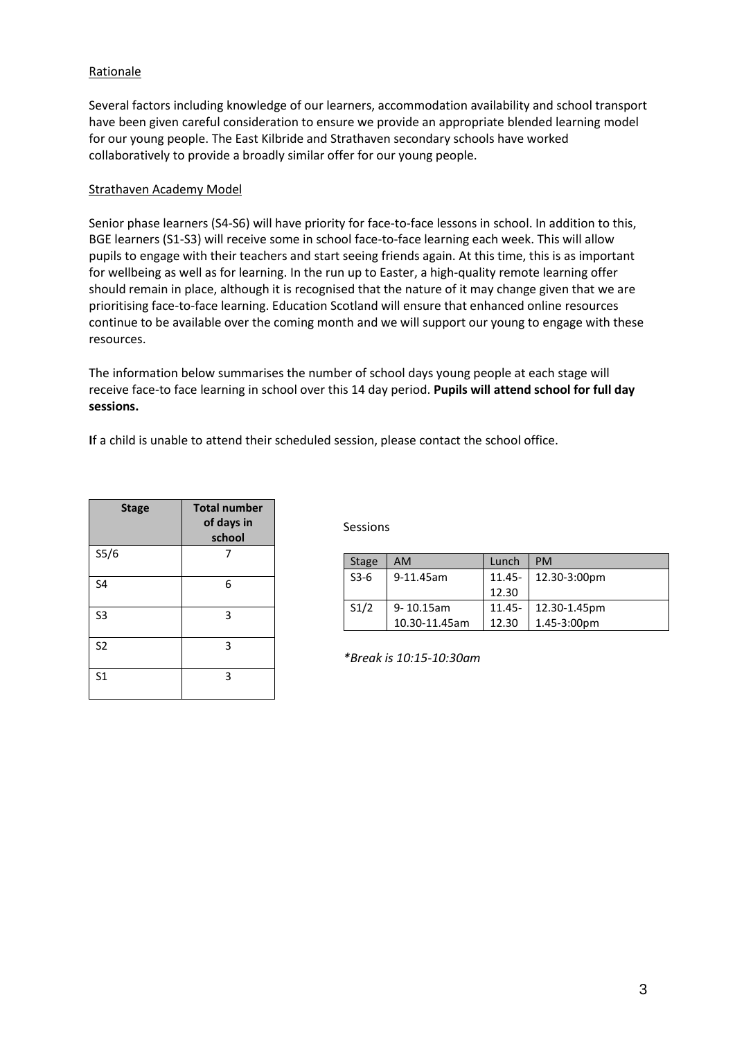Rationale

Several factors including knowledge of our learners, accommodation availability and school transport have been given careful consideration to ensure we provide an appropriate blended learning model for our young people. The East Kilbride and Strathaven secondary schools have worked collaboratively to provide a broadly similar offer for our young people.

Strathaven Academy Model

Senior phase learners (S4-S6) will have priority for face-to-face lessons in school. In addition to this, BGE learners (S1-S3) will receive some in school face-to-face learning each week. This will allow pupils to engage with their teachers and start seeing friends again. At this time, this is as important for wellbeing as well as for learning. In the run up to Easter, a high-quality remote learning offer should remain in place, although it is recognised that the nature of it may change given that we are prioritising face-to-face learning. Education Scotland will ensure that enhanced online resources continue to be available over the coming month and we will support our young to engage with these resources.

The information below summarises the number of school days young people at each stage will receive face-to face learning in school over this 14 day period. **Pupils will attend school for full day sessions.**

**I**f a child is unable to attend their scheduled session, please contact the school office.

| Stage | Total number of days in school |
|---|---|
| S5/6 | 7 |
| S4 | 6 |
| S3 | 3 |
| S2 | 3 |
| S1 | 3 |

Sessions

| Stage | AM | Lunch | PM |
|---|---|---|---|
| S3-6 | 9-11.45am | 11.45-12.30 | 12.30-3:00pm |
| S1/2 | 9- 10.15am<br>10.30-11.45am | 11.45-12.30 | 12.30-1.45pm<br>1.45-3:00pm |

*\*Break is 10:15-10:30am*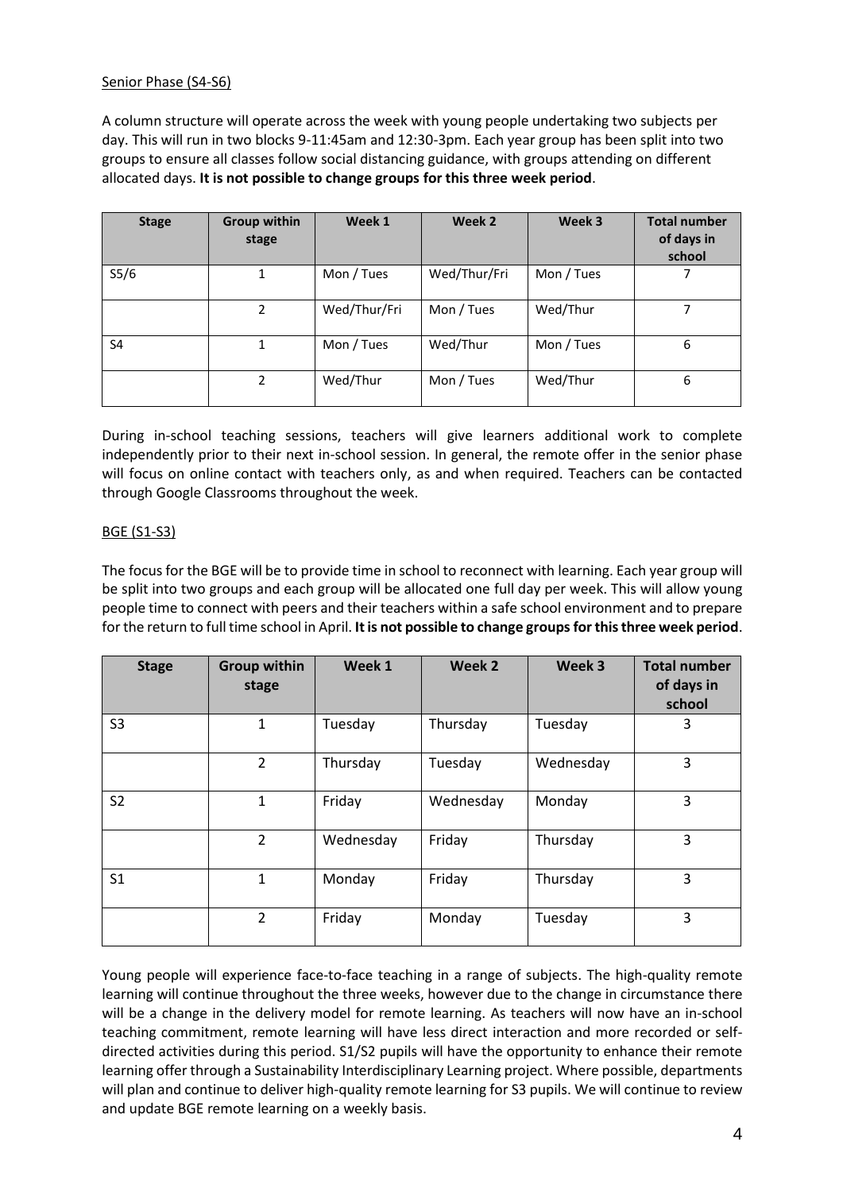Senior Phase (S4-S6)

A column structure will operate across the week with young people undertaking two subjects per day. This will run in two blocks 9-11:45am and 12:30-3pm. Each year group has been split into two groups to ensure all classes follow social distancing guidance, with groups attending on different allocated days. **It is not possible to change groups for this three week period**.

| Stage | Group within stage | Week 1 | Week 2 | Week 3 | Total number of days in school |
|---|---|---|---|---|---|
| S5/6 | 1 | Mon / Tues | Wed/Thur/Fri | Mon / Tues | 7 |
| | 2 | Wed/Thur/Fri | Mon / Tues | Wed/Thur | 7 |
| S4 | 1 | Mon / Tues | Wed/Thur | Mon / Tues | 6 |
| | 2 | Wed/Thur | Mon / Tues | Wed/Thur | 6 |

During in-school teaching sessions, teachers will give learners additional work to complete independently prior to their next in-school session. In general, the remote offer in the senior phase will focus on online contact with teachers only, as and when required. Teachers can be contacted through Google Classrooms throughout the week.

BGE (S1-S3)

The focus for the BGE will be to provide time in school to reconnect with learning. Each year group will be split into two groups and each group will be allocated one full day per week. This will allow young people time to connect with peers and their teachers within a safe school environment and to prepare for the return to full time school in April. **It is not possible to change groups for this three week period**.

| Stage | Group within stage | Week 1 | Week 2 | Week 3 | Total number of days in school |
|---|---|---|---|---|---|
| S3 | 1 | Tuesday | Thursday | Tuesday | 3 |
| | 2 | Thursday | Tuesday | Wednesday | 3 |
| S2 | 1 | Friday | Wednesday | Monday | 3 |
| | 2 | Wednesday | Friday | Thursday | 3 |
| S1 | 1 | Monday | Friday | Thursday | 3 |
| | 2 | Friday | Monday | Tuesday | 3 |

Young people will experience face-to-face teaching in a range of subjects. The high-quality remote learning will continue throughout the three weeks, however due to the change in circumstance there will be a change in the delivery model for remote learning. As teachers will now have an in-school teaching commitment, remote learning will have less direct interaction and more recorded or self-directed activities during this period. S1/S2 pupils will have the opportunity to enhance their remote learning offer through a Sustainability Interdisciplinary Learning project. Where possible, departments will plan and continue to deliver high-quality remote learning for S3 pupils. We will continue to review and update BGE remote learning on a weekly basis.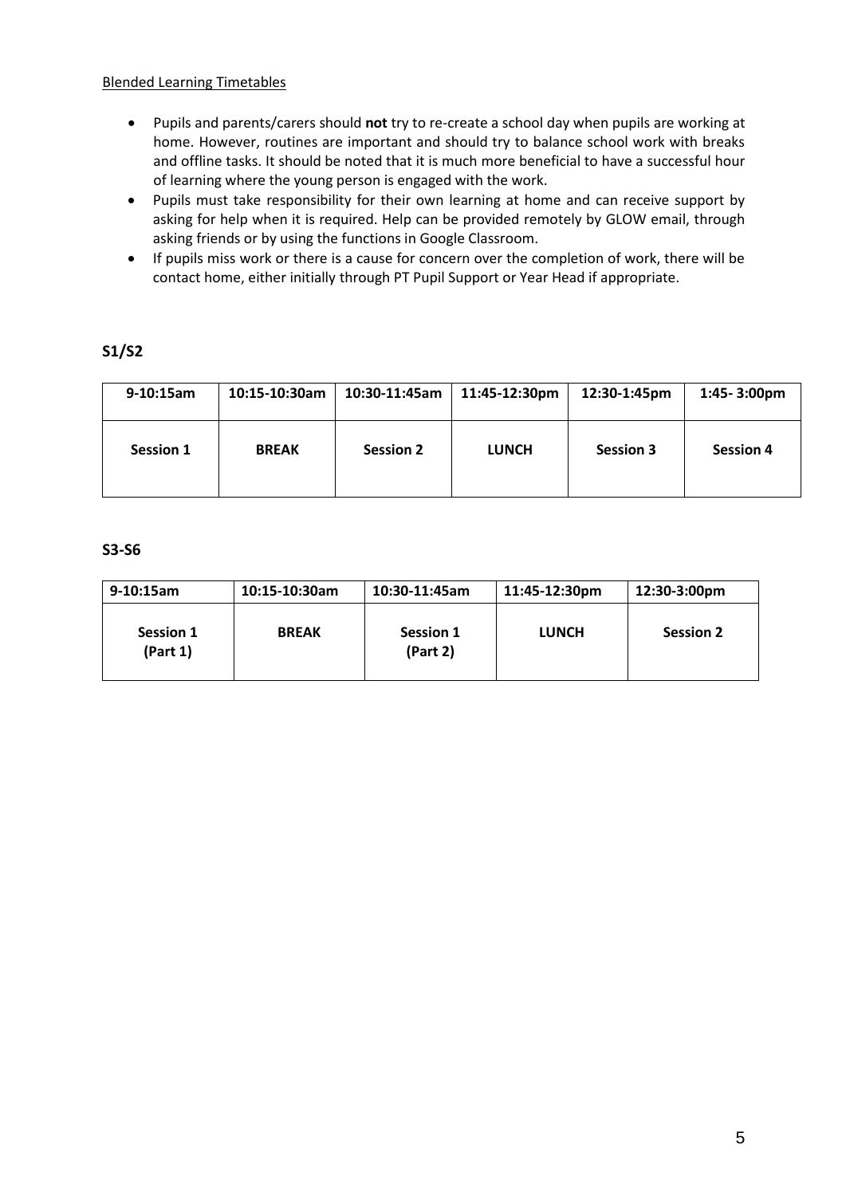Blended Learning Timetables

- Pupils and parents/carers should **not** try to re-create a school day when pupils are working at home. However, routines are important and should try to balance school work with breaks and offline tasks. It should be noted that it is much more beneficial to have a successful hour of learning where the young person is engaged with the work.
- Pupils must take responsibility for their own learning at home and can receive support by asking for help when it is required. Help can be provided remotely by GLOW email, through asking friends or by using the functions in Google Classroom.
- If pupils miss work or there is a cause for concern over the completion of work, there will be contact home, either initially through PT Pupil Support or Year Head if appropriate.

**S1/S2**

| 9-10:15am | 10:15-10:30am | 10:30-11:45am | 11:45-12:30pm | 12:30-1:45pm | 1:45- 3:00pm |
|---|---|---|---|---|---|
| **Session 1** | **BREAK** | **Session 2** | **LUNCH** | **Session 3** | **Session 4** |

**S3-S6**

| 9-10:15am | 10:15-10:30am | 10:30-11:45am | 11:45-12:30pm | 12:30-3:00pm |
|---|---|---|---|---|
| **Session 1 (Part 1)** | **BREAK** | **Session 1 (Part 2)** | **LUNCH** | **Session 2** |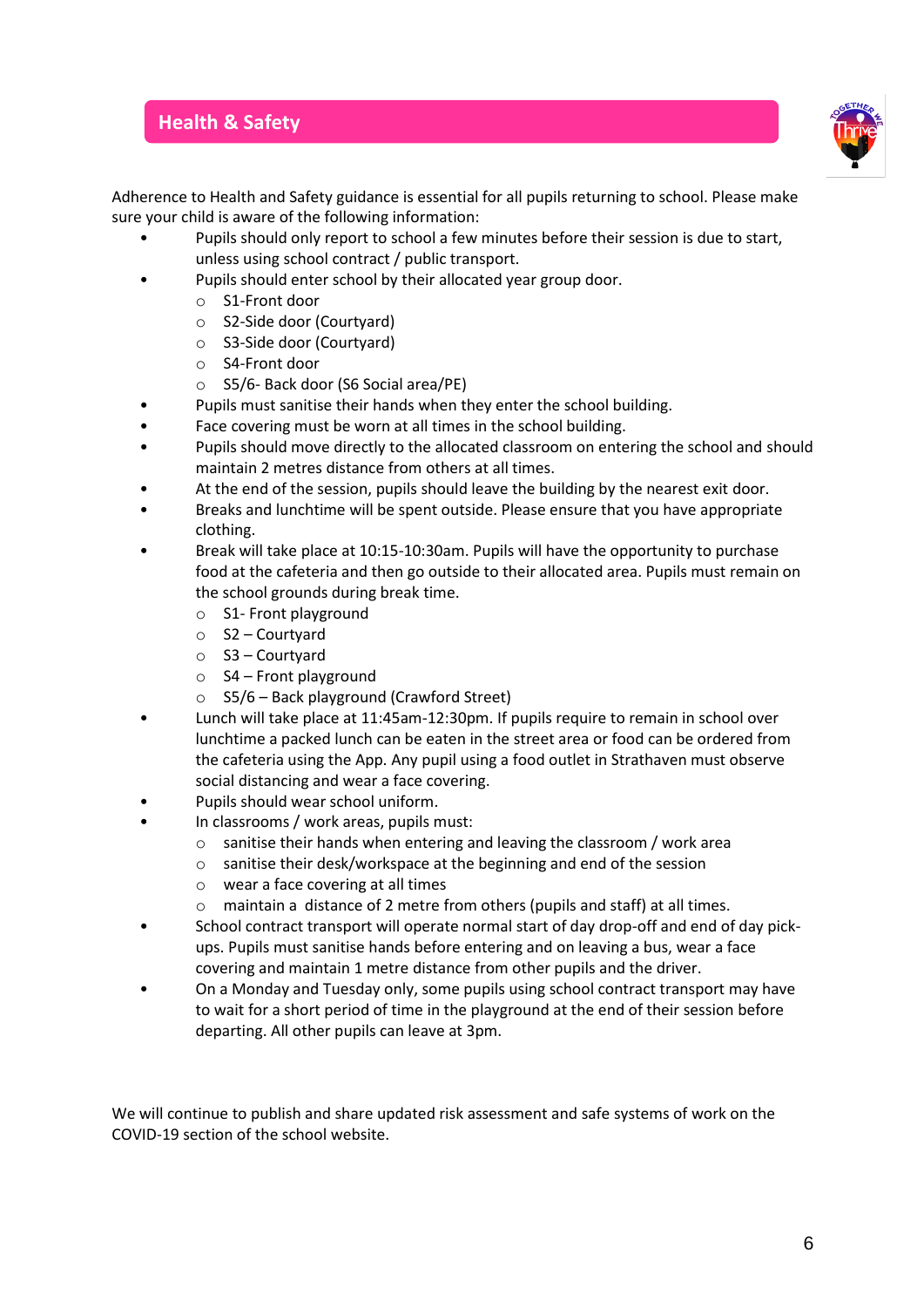## Health & Safety

Adherence to Health and Safety guidance is essential for all pupils returning to school. Please make sure your child is aware of the following information:

- Pupils should only report to school a few minutes before their session is due to start, unless using school contract / public transport.
- Pupils should enter school by their allocated year group door.
  - S1-Front door
  - S2-Side door (Courtyard)
  - S3-Side door (Courtyard)
  - S4-Front door
  - S5/6- Back door (S6 Social area/PE)
- Pupils must sanitise their hands when they enter the school building.
- Face covering must be worn at all times in the school building.
- Pupils should move directly to the allocated classroom on entering the school and should maintain 2 metres distance from others at all times.
- At the end of the session, pupils should leave the building by the nearest exit door.
- Breaks and lunchtime will be spent outside. Please ensure that you have appropriate clothing.
- Break will take place at 10:15-10:30am. Pupils will have the opportunity to purchase food at the cafeteria and then go outside to their allocated area. Pupils must remain on the school grounds during break time.
  - S1- Front playground
  - S2 – Courtyard
  - S3 – Courtyard
  - S4 – Front playground
  - S5/6 – Back playground (Crawford Street)
- Lunch will take place at 11:45am-12:30pm. If pupils require to remain in school over lunchtime a packed lunch can be eaten in the street area or food can be ordered from the cafeteria using the App. Any pupil using a food outlet in Strathaven must observe social distancing and wear a face covering.
- Pupils should wear school uniform.
- In classrooms / work areas, pupils must:
  - sanitise their hands when entering and leaving the classroom / work area
  - sanitise their desk/workspace at the beginning and end of the session
  - wear a face covering at all times
  - maintain a distance of 2 metre from others (pupils and staff) at all times.
- School contract transport will operate normal start of day drop-off and end of day pick-ups. Pupils must sanitise hands before entering and on leaving a bus, wear a face covering and maintain 1 metre distance from other pupils and the driver.
- On a Monday and Tuesday only, some pupils using school contract transport may have to wait for a short period of time in the playground at the end of their session before departing. All other pupils can leave at 3pm.

We will continue to publish and share updated risk assessment and safe systems of work on the COVID-19 section of the school website.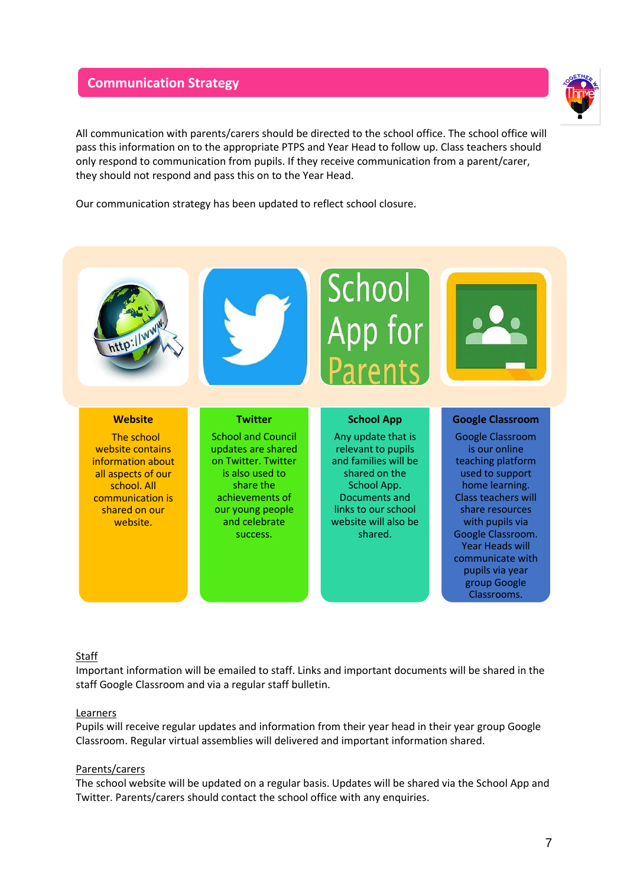## Communication Strategy

All communication with parents/carers should be directed to the school office. The school office will pass this information on to the appropriate PTPS and Year Head to follow up. Class teachers should only respond to communication from pupils. If they receive communication from a parent/carer, they should not respond and pass this on to the Year Head.

Our communication strategy has been updated to reflect school closure.

School App for Parents

**Website**

The school website contains information about all aspects of our school. All communication is shared on our website.

**Twitter**

School and Council updates are shared on Twitter. Twitter is also used to share the achievements of our young people and celebrate success.

**School App**

Any update that is relevant to pupils and families will be shared on the School App. Documents and links to our school website will also be shared.

**Google Classroom**

Google Classroom is our online teaching platform used to support home learning. Class teachers will share resources with pupils via Google Classroom. Year Heads will communicate with pupils via year group Google Classrooms.

<u>Staff</u>

Important information will be emailed to staff. Links and important documents will be shared in the staff Google Classroom and via a regular staff bulletin.

<u>Learners</u>

Pupils will receive regular updates and information from their year head in their year group Google Classroom. Regular virtual assemblies will delivered and important information shared.

<u>Parents/carers</u>

The school website will be updated on a regular basis. Updates will be shared via the School App and Twitter. Parents/carers should contact the school office with any enquiries.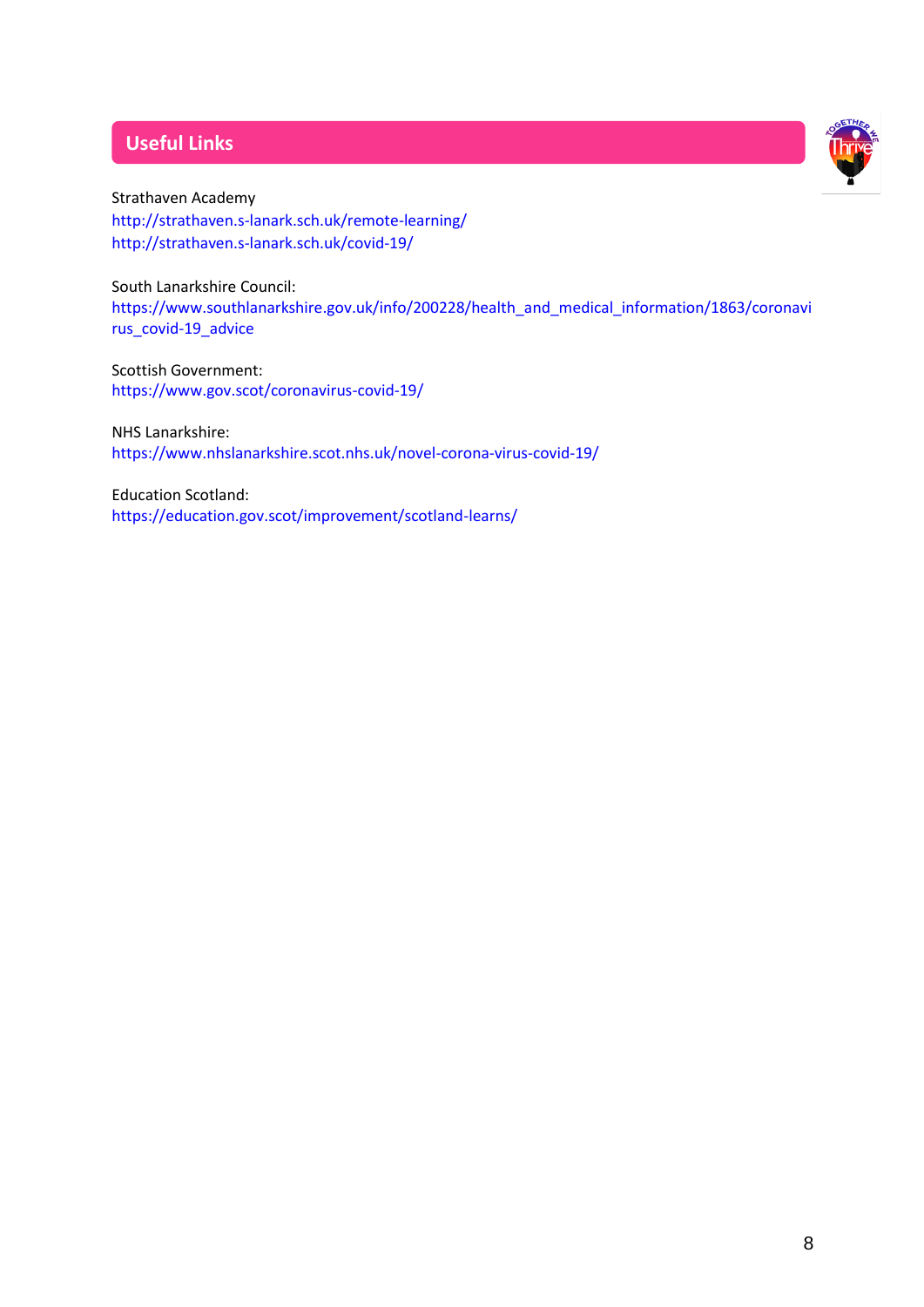## Useful Links

Strathaven Academy
http://strathaven.s-lanark.sch.uk/remote-learning/
http://strathaven.s-lanark.sch.uk/covid-19/

South Lanarkshire Council:
https://www.southlanarkshire.gov.uk/info/200228/health_and_medical_information/1863/coronavirus_covid-19_advice

Scottish Government:
https://www.gov.scot/coronavirus-covid-19/

NHS Lanarkshire:
https://www.nhslanarkshire.scot.nhs.uk/novel-corona-virus-covid-19/

Education Scotland:
https://education.gov.scot/improvement/scotland-learns/